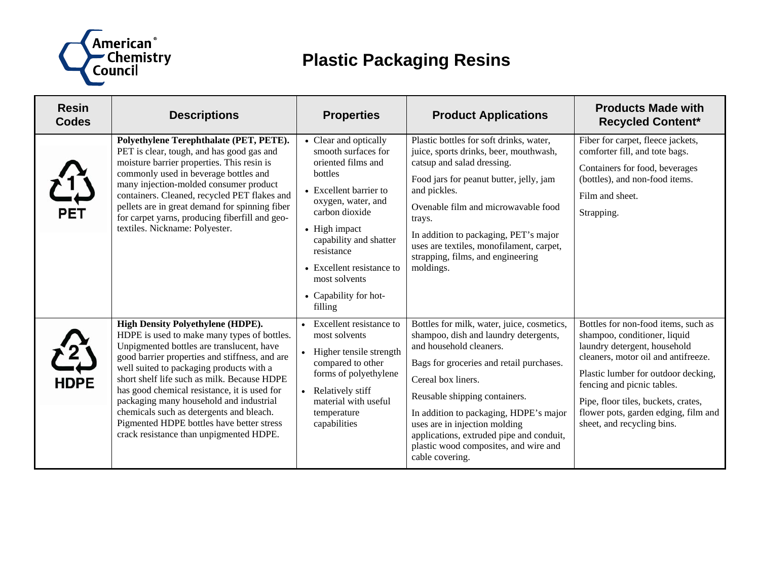# Plastic Packaging Resins

| Resin Codes | Descriptions | Properties | Product Applications | Products Made with Recycled Content* |
|---|---|---|---|---|
| 1 PET | **Polyethylene Terephthalate (PET, PETE).** PET is clear, tough, and has good gas and moisture barrier properties. This resin is commonly used in beverage bottles and many injection-molded consumer product containers. Cleaned, recycled PET flakes and pellets are in great demand for spinning fiber for carpet yarns, producing fiberfill and geo-textiles. Nickname: Polyester. | • Clear and optically smooth surfaces for oriented films and bottles<br>• Excellent barrier to oxygen, water, and carbon dioxide<br>• High impact capability and shatter resistance<br>• Excellent resistance to most solvents<br>• Capability for hot-filling | Plastic bottles for soft drinks, water, juice, sports drinks, beer, mouthwash, catsup and salad dressing.<br><br>Food jars for peanut butter, jelly, jam and pickles.<br><br>Ovenable film and microwavable food trays.<br><br>In addition to packaging, PET's major uses are textiles, monofilament, carpet, strapping, films, and engineering moldings. | Fiber for carpet, fleece jackets, comforter fill, and tote bags.<br><br>Containers for food, beverages (bottles), and non-food items.<br><br>Film and sheet.<br><br>Strapping. |
| 2 HDPE | **High Density Polyethylene (HDPE).** HDPE is used to make many types of bottles. Unpigmented bottles are translucent, have good barrier properties and stiffness, and are well suited to packaging products with a short shelf life such as milk. Because HDPE has good chemical resistance, it is used for packaging many household and industrial chemicals such as detergents and bleach. Pigmented HDPE bottles have better stress crack resistance than unpigmented HDPE. | • Excellent resistance to most solvents<br>• Higher tensile strength compared to other forms of polyethylene<br>• Relatively stiff material with useful temperature capabilities | Bottles for milk, water, juice, cosmetics, shampoo, dish and laundry detergents, and household cleaners.<br><br>Bags for groceries and retail purchases.<br><br>Cereal box liners.<br><br>Reusable shipping containers.<br><br>In addition to packaging, HDPE's major uses are in injection molding applications, extruded pipe and conduit, plastic wood composites, and wire and cable covering. | Bottles for non-food items, such as shampoo, conditioner, liquid laundry detergent, household cleaners, motor oil and antifreeze.<br><br>Plastic lumber for outdoor decking, fencing and picnic tables.<br><br>Pipe, floor tiles, buckets, crates, flower pots, garden edging, film and sheet, and recycling bins. |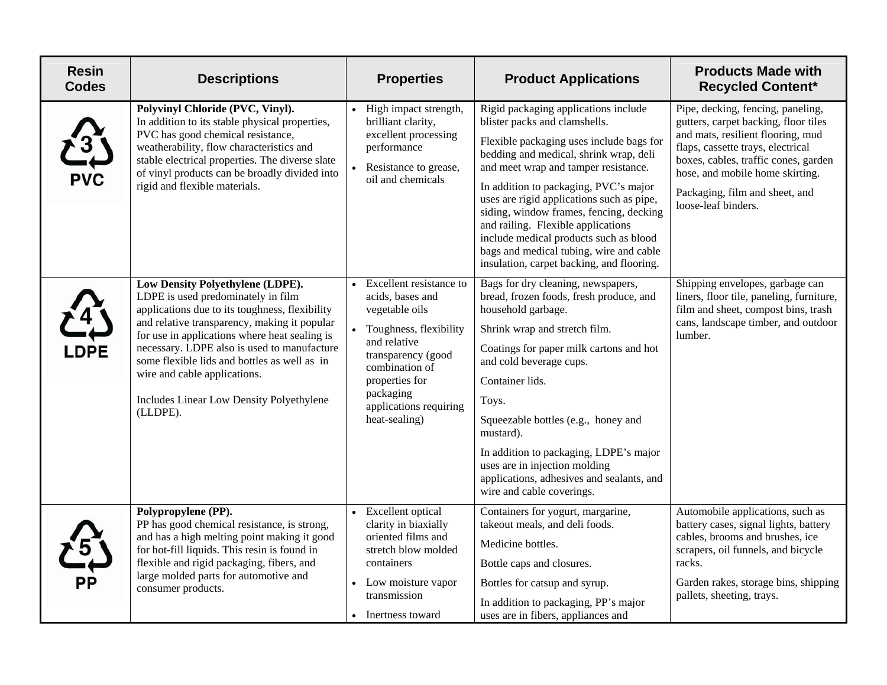| Resin Codes | Descriptions | Properties | Product Applications | Products Made with Recycled Content* |
|---|---|---|---|---|
| 3 PVC | **Polyvinyl Chloride (PVC, Vinyl).** In addition to its stable physical properties, PVC has good chemical resistance, weatherability, flow characteristics and stable electrical properties. The diverse slate of vinyl products can be broadly divided into rigid and flexible materials. | • High impact strength, brilliant clarity, excellent processing performance<br>• Resistance to grease, oil and chemicals | Rigid packaging applications include blister packs and clamshells.<br><br>Flexible packaging uses include bags for bedding and medical, shrink wrap, deli and meet wrap and tamper resistance.<br><br>In addition to packaging, PVC's major uses are rigid applications such as pipe, siding, window frames, fencing, decking and railing. Flexible applications include medical products such as blood bags and medical tubing, wire and cable insulation, carpet backing, and flooring. | Pipe, decking, fencing, paneling, gutters, carpet backing, floor tiles and mats, resilient flooring, mud flaps, cassette trays, electrical boxes, cables, traffic cones, garden hose, and mobile home skirting.<br><br>Packaging, film and sheet, and loose-leaf binders. |
| 4 LDPE | **Low Density Polyethylene (LDPE).** LDPE is used predominately in film applications due to its toughness, flexibility and relative transparency, making it popular for use in applications where heat sealing is necessary. LDPE also is used to manufacture some flexible lids and bottles as well as in wire and cable applications.<br><br>Includes Linear Low Density Polyethylene (LLDPE). | • Excellent resistance to acids, bases and vegetable oils<br>• Toughness, flexibility and relative transparency (good combination of properties for packaging applications requiring heat-sealing) | Bags for dry cleaning, newspapers, bread, frozen foods, fresh produce, and household garbage.<br><br>Shrink wrap and stretch film.<br><br>Coatings for paper milk cartons and hot and cold beverage cups.<br><br>Container lids.<br><br>Toys.<br><br>Squeezable bottles (e.g., honey and mustard).<br><br>In addition to packaging, LDPE's major uses are in injection molding applications, adhesives and sealants, and wire and cable coverings. | Shipping envelopes, garbage can liners, floor tile, paneling, furniture, film and sheet, compost bins, trash cans, landscape timber, and outdoor lumber. |
| 5 PP | **Polypropylene (PP).** PP has good chemical resistance, is strong, and has a high melting point making it good for hot-fill liquids. This resin is found in flexible and rigid packaging, fibers, and large molded parts for automotive and consumer products. | • Excellent optical clarity in biaxially oriented films and stretch blow molded containers<br>• Low moisture vapor transmission<br>• Inertness toward | Containers for yogurt, margarine, takeout meals, and deli foods.<br><br>Medicine bottles.<br><br>Bottle caps and closures.<br><br>Bottles for catsup and syrup.<br><br>In addition to packaging, PP's major uses are in fibers, appliances and | Automobile applications, such as battery cases, signal lights, battery cables, brooms and brushes, ice scrapers, oil funnels, and bicycle racks.<br><br>Garden rakes, storage bins, shipping pallets, sheeting, trays. |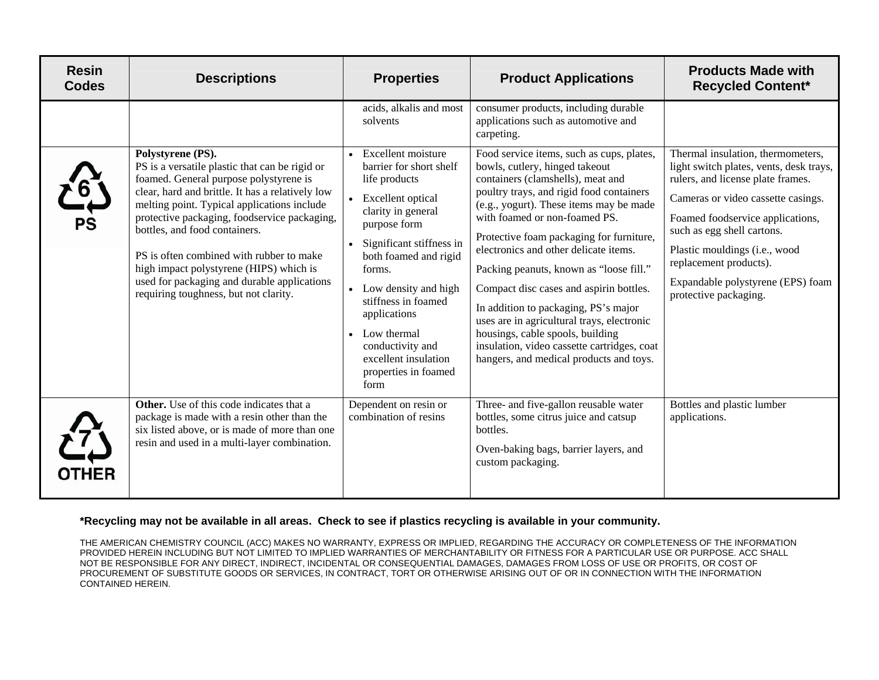| Resin Codes | Descriptions | Properties | Product Applications | Products Made with Recycled Content* |
|---|---|---|---|---|
| | | acids, alkalis and most solvents | consumer products, including durable applications such as automotive and carpeting. | |
| 6 PS | **Polystyrene (PS).** PS is a versatile plastic that can be rigid or foamed. General purpose polystyrene is clear, hard and brittle. It has a relatively low melting point. Typical applications include protective packaging, foodservice packaging, bottles, and food containers.<br><br>PS is often combined with rubber to make high impact polystyrene (HIPS) which is used for packaging and durable applications requiring toughness, but not clarity. | • Excellent moisture barrier for short shelf life products<br>• Excellent optical clarity in general purpose form<br>• Significant stiffness in both foamed and rigid forms.<br>• Low density and high stiffness in foamed applications<br>• Low thermal conductivity and excellent insulation properties in foamed form | Food service items, such as cups, plates, bowls, cutlery, hinged takeout containers (clamshells), meat and poultry trays, and rigid food containers (e.g., yogurt). These items may be made with foamed or non-foamed PS.<br><br>Protective foam packaging for furniture, electronics and other delicate items.<br><br>Packing peanuts, known as "loose fill."<br><br>Compact disc cases and aspirin bottles.<br><br>In addition to packaging, PS's major uses are in agricultural trays, electronic housings, cable spools, building insulation, video cassette cartridges, coat hangers, and medical products and toys. | Thermal insulation, thermometers, light switch plates, vents, desk trays, rulers, and license plate frames.<br><br>Cameras or video cassette casings.<br><br>Foamed foodservice applications, such as egg shell cartons.<br><br>Plastic mouldings (i.e., wood replacement products).<br><br>Expandable polystyrene (EPS) foam protective packaging. |
| 7 OTHER | **Other.** Use of this code indicates that a package is made with a resin other than the six listed above, or is made of more than one resin and used in a multi-layer combination. | Dependent on resin or combination of resins | Three- and five-gallon reusable water bottles, some citrus juice and catsup bottles.<br><br>Oven-baking bags, barrier layers, and custom packaging. | Bottles and plastic lumber applications. |

**\*Recycling may not be available in all areas. Check to see if plastics recycling is available in your community.**

THE AMERICAN CHEMISTRY COUNCIL (ACC) MAKES NO WARRANTY, EXPRESS OR IMPLIED, REGARDING THE ACCURACY OR COMPLETENESS OF THE INFORMATION PROVIDED HEREIN INCLUDING BUT NOT LIMITED TO IMPLIED WARRANTIES OF MERCHANTABILITY OR FITNESS FOR A PARTICULAR USE OR PURPOSE. ACC SHALL NOT BE RESPONSIBLE FOR ANY DIRECT, INDIRECT, INCIDENTAL OR CONSEQUENTIAL DAMAGES, DAMAGES FROM LOSS OF USE OR PROFITS, OR COST OF PROCUREMENT OF SUBSTITUTE GOODS OR SERVICES, IN CONTRACT, TORT OR OTHERWISE ARISING OUT OF OR IN CONNECTION WITH THE INFORMATION CONTAINED HEREIN.